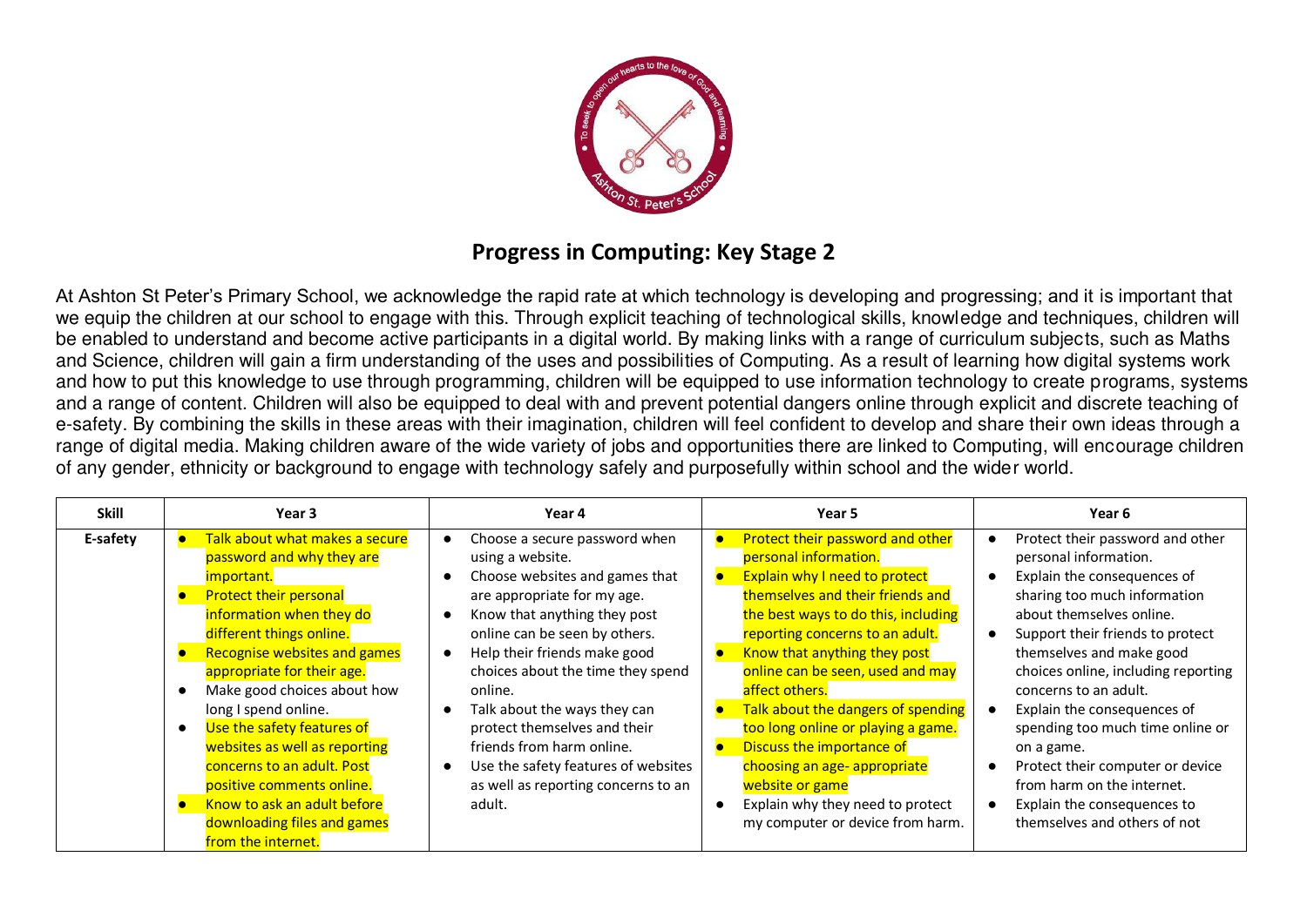# Progress in Computing: Key Stage 2

At Ashton St Peter's Primary School, we acknowledge the rapid rate at which technology is developing and progressing; and it is important that we equip the children at our school to engage with this. Through explicit teaching of technological skills, knowledge and techniques, children will be enabled to understand and become active participants in a digital world. By making links with a range of curriculum subjects, such as Maths and Science, children will gain a firm understanding of the uses and possibilities of Computing. As a result of learning how digital systems work and how to put this knowledge to use through programming, children will be equipped to use information technology to create programs, systems and a range of content. Children will also be equipped to deal with and prevent potential dangers online through explicit and discrete teaching of e-safety. By combining the skills in these areas with their imagination, children will feel confident to develop and share their own ideas through a range of digital media. Making children aware of the wide variety of jobs and opportunities there are linked to Computing, will encourage children of any gender, ethnicity or background to engage with technology safely and purposefully within school and the wider world.

| Skill | Year 3 | Year 4 | Year 5 | Year 6 |
|---|---|---|---|---|
| E-safety | • Talk about what makes a secure password and why they are important.<br>• Protect their personal information when they do different things online.<br>• Recognise websites and games appropriate for their age.<br>• Make good choices about how long I spend online.<br>• Use the safety features of websites as well as reporting concerns to an adult. Post positive comments online.<br>• Know to ask an adult before downloading files and games from the internet. | • Choose a secure password when using a website.<br>• Choose websites and games that are appropriate for my age.<br>• Know that anything they post online can be seen by others.<br>• Help their friends make good choices about the time they spend online.<br>• Talk about the ways they can protect themselves and their friends from harm online.<br>• Use the safety features of websites as well as reporting concerns to an adult. | • Protect their password and other personal information.<br>• Explain why I need to protect themselves and their friends and the best ways to do this, including reporting concerns to an adult.<br>• Know that anything they post online can be seen, used and may affect others.<br>• Talk about the dangers of spending too long online or playing a game.<br>• Discuss the importance of choosing an age- appropriate website or game<br>• Explain why they need to protect my computer or device from harm. | • Protect their password and other personal information.<br>• Explain the consequences of sharing too much information about themselves online.<br>• Support their friends to protect themselves and make good choices online, including reporting concerns to an adult.<br>• Explain the consequences of spending too much time online or on a game.<br>• Protect their computer or device from harm on the internet.<br>• Explain the consequences to themselves and others of not |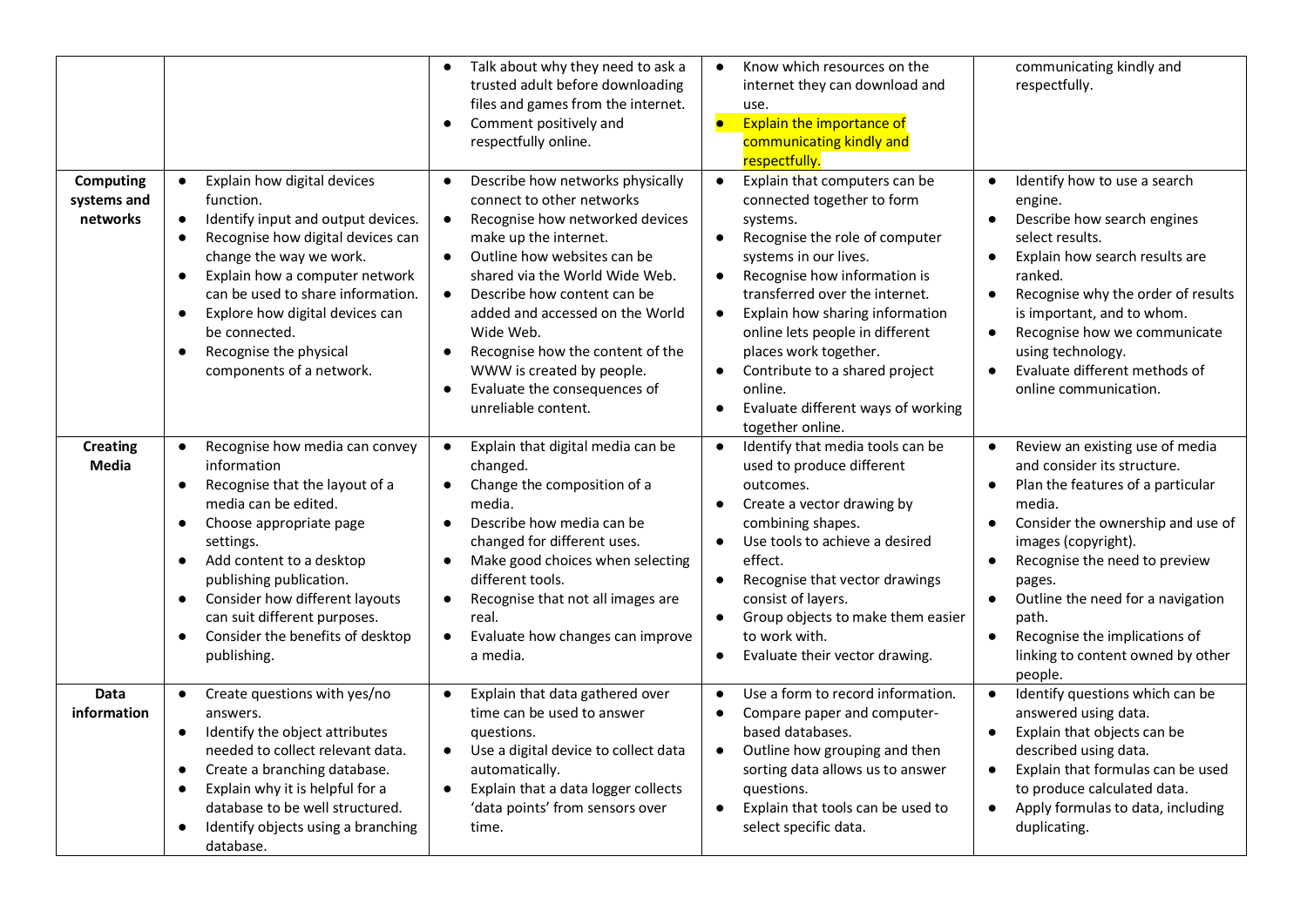| | | | | |
|---|---|---|---|---|
| | | • Talk about why they need to ask a trusted adult before downloading files and games from the internet.<br>• Comment positively and respectfully online. | • Know which resources on the internet they can download and use.<br>• Explain the importance of communicating kindly and respectfully. | communicating kindly and respectfully. |
| **Computing systems and networks** | • Explain how digital devices function.<br>• Identify input and output devices.<br>• Recognise how digital devices can change the way we work.<br>• Explain how a computer network can be used to share information.<br>• Explore how digital devices can be connected.<br>• Recognise the physical components of a network. | • Describe how networks physically connect to other networks<br>• Recognise how networked devices make up the internet.<br>• Outline how websites can be shared via the World Wide Web.<br>• Describe how content can be added and accessed on the World Wide Web.<br>• Recognise how the content of the WWW is created by people.<br>• Evaluate the consequences of unreliable content. | • Explain that computers can be connected together to form systems.<br>• Recognise the role of computer systems in our lives.<br>• Recognise how information is transferred over the internet.<br>• Explain how sharing information online lets people in different places work together.<br>• Contribute to a shared project online.<br>• Evaluate different ways of working together online. | • Identify how to use a search engine.<br>• Describe how search engines select results.<br>• Explain how search results are ranked.<br>• Recognise why the order of results is important, and to whom.<br>• Recognise how we communicate using technology.<br>• Evaluate different methods of online communication. |
| **Creating Media** | • Recognise how media can convey information<br>• Recognise that the layout of a media can be edited.<br>• Choose appropriate page settings.<br>• Add content to a desktop publishing publication.<br>• Consider how different layouts can suit different purposes.<br>• Consider the benefits of desktop publishing. | • Explain that digital media can be changed.<br>• Change the composition of a media.<br>• Describe how media can be changed for different uses.<br>• Make good choices when selecting different tools.<br>• Recognise that not all images are real.<br>• Evaluate how changes can improve a media. | • Identify that media tools can be used to produce different outcomes.<br>• Create a vector drawing by combining shapes.<br>• Use tools to achieve a desired effect.<br>• Recognise that vector drawings consist of layers.<br>• Group objects to make them easier to work with.<br>• Evaluate their vector drawing. | • Review an existing use of media and consider its structure.<br>• Plan the features of a particular media.<br>• Consider the ownership and use of images (copyright).<br>• Recognise the need to preview pages.<br>• Outline the need for a navigation path.<br>• Recognise the implications of linking to content owned by other people. |
| **Data information** | • Create questions with yes/no answers.<br>• Identify the object attributes needed to collect relevant data.<br>• Create a branching database.<br>• Explain why it is helpful for a database to be well structured.<br>• Identify objects using a branching database. | • Explain that data gathered over time can be used to answer questions.<br>• Use a digital device to collect data automatically.<br>• Explain that a data logger collects 'data points' from sensors over time. | • Use a form to record information.<br>• Compare paper and computer-based databases.<br>• Outline how grouping and then sorting data allows us to answer questions.<br>• Explain that tools can be used to select specific data. | • Identify questions which can be answered using data.<br>• Explain that objects can be described using data.<br>• Explain that formulas can be used to produce calculated data.<br>• Apply formulas to data, including duplicating. |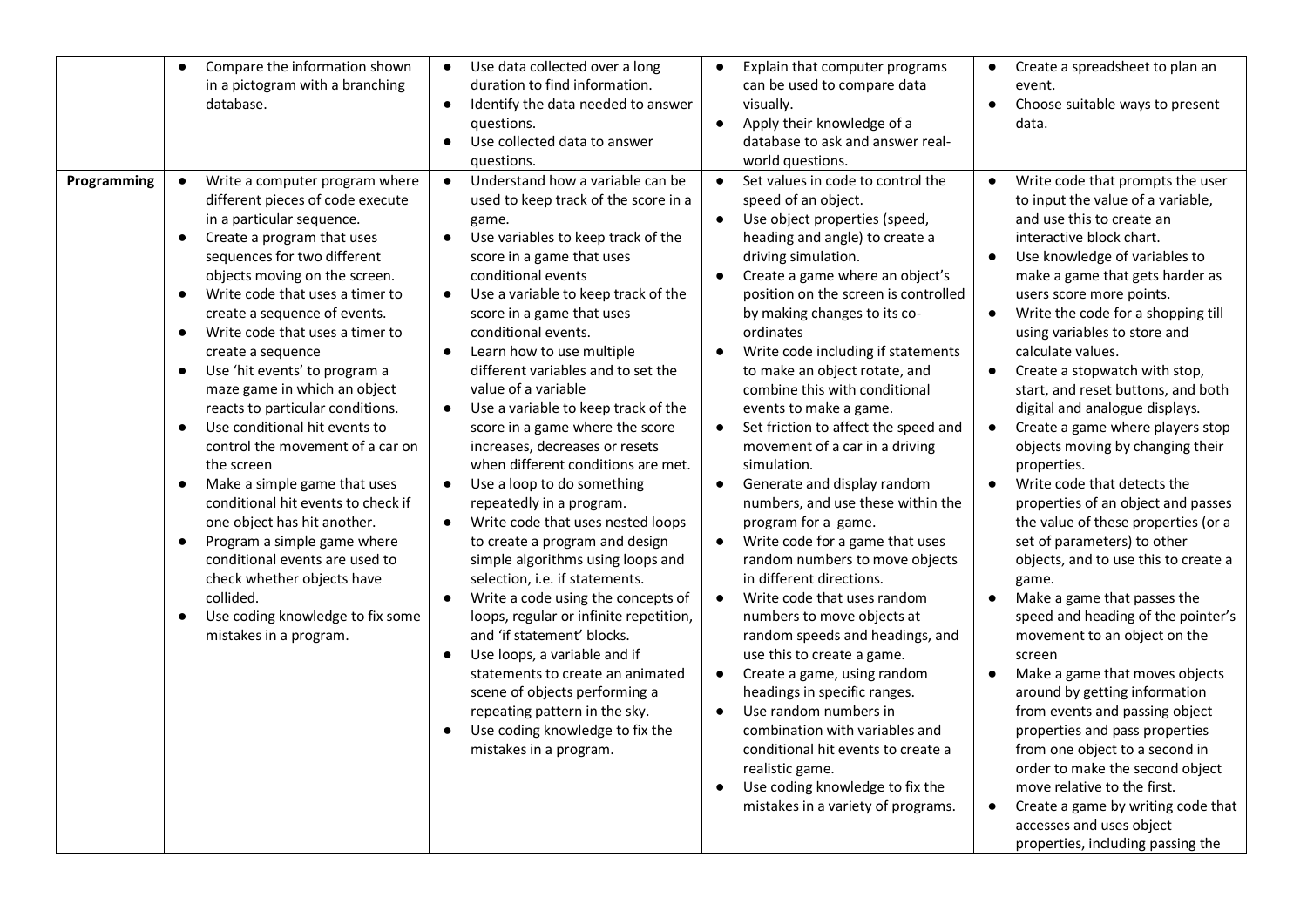| | | | | |
|---|---|---|---|---|
| | ● Compare the information shown in a pictogram with a branching database. | ● Use data collected over a long duration to find information.<br>● Identify the data needed to answer questions.<br>● Use collected data to answer questions. | ● Explain that computer programs can be used to compare data visually.<br>● Apply their knowledge of a database to ask and answer real-world questions. | ● Create a spreadsheet to plan an event.<br>● Choose suitable ways to present data. |
| **Programming** | ● Write a computer program where different pieces of code execute in a particular sequence.<br>● Create a program that uses sequences for two different objects moving on the screen.<br>● Write code that uses a timer to create a sequence of events.<br>● Write code that uses a timer to create a sequence<br>● Use 'hit events' to program a maze game in which an object reacts to particular conditions.<br>● Use conditional hit events to control the movement of a car on the screen<br>● Make a simple game that uses conditional hit events to check if one object has hit another.<br>● Program a simple game where conditional events are used to check whether objects have collided.<br>● Use coding knowledge to fix some mistakes in a program. | ● Understand how a variable can be used to keep track of the score in a game.<br>● Use variables to keep track of the score in a game that uses conditional events<br>● Use a variable to keep track of the score in a game that uses conditional events.<br>● Learn how to use multiple different variables and to set the value of a variable<br>● Use a variable to keep track of the score in a game where the score increases, decreases or resets when different conditions are met.<br>● Use a loop to do something repeatedly in a program.<br>● Write code that uses nested loops to create a program and design simple algorithms using loops and selection, i.e. if statements.<br>● Write a code using the concepts of loops, regular or infinite repetition, and 'if statement' blocks.<br>● Use loops, a variable and if statements to create an animated scene of objects performing a repeating pattern in the sky.<br>● Use coding knowledge to fix the mistakes in a program. | ● Set values in code to control the speed of an object.<br>● Use object properties (speed, heading and angle) to create a driving simulation.<br>● Create a game where an object's position on the screen is controlled by making changes to its co-ordinates<br>● Write code including if statements to make an object rotate, and combine this with conditional events to make a game.<br>● Set friction to affect the speed and movement of a car in a driving simulation.<br>● Generate and display random numbers, and use these within the program for a game.<br>● Write code for a game that uses random numbers to move objects in different directions.<br>● Write code that uses random numbers to move objects at random speeds and headings, and use this to create a game.<br>● Create a game, using random headings in specific ranges.<br>● Use random numbers in combination with variables and conditional hit events to create a realistic game.<br>● Use coding knowledge to fix the mistakes in a variety of programs. | ● Write code that prompts the user to input the value of a variable, and use this to create an interactive block chart.<br>● Use knowledge of variables to make a game that gets harder as users score more points.<br>● Write the code for a shopping till using variables to store and calculate values.<br>● Create a stopwatch with stop, start, and reset buttons, and both digital and analogue displays.<br>● Create a game where players stop objects moving by changing their properties.<br>● Write code that detects the properties of an object and passes the value of these properties (or a set of parameters) to other objects, and to use this to create a game.<br>● Make a game that passes the speed and heading of the pointer's movement to an object on the screen<br>● Make a game that moves objects around by getting information from events and passing object properties and pass properties from one object to a second in order to make the second object move relative to the first.<br>● Create a game by writing code that accesses and uses object properties, including passing the |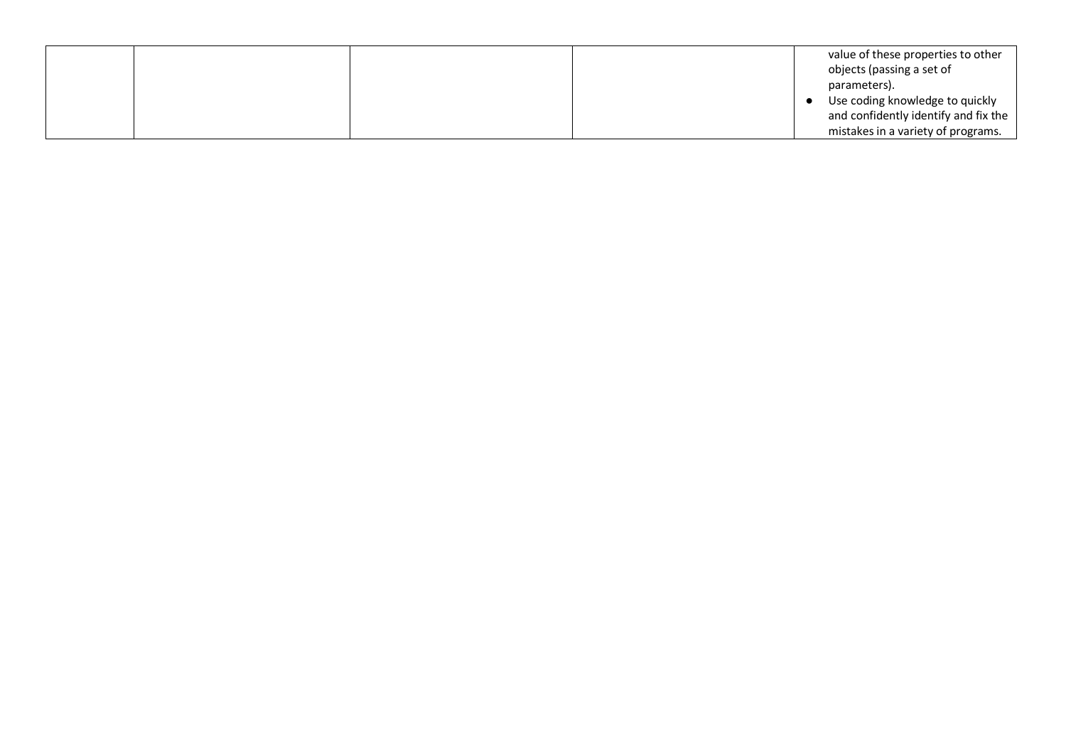| | | | | |
|---|---|---|---|---|
| | | | | value of these properties to other objects (passing a set of parameters).<br>● Use coding knowledge to quickly and confidently identify and fix the mistakes in a variety of programs. |